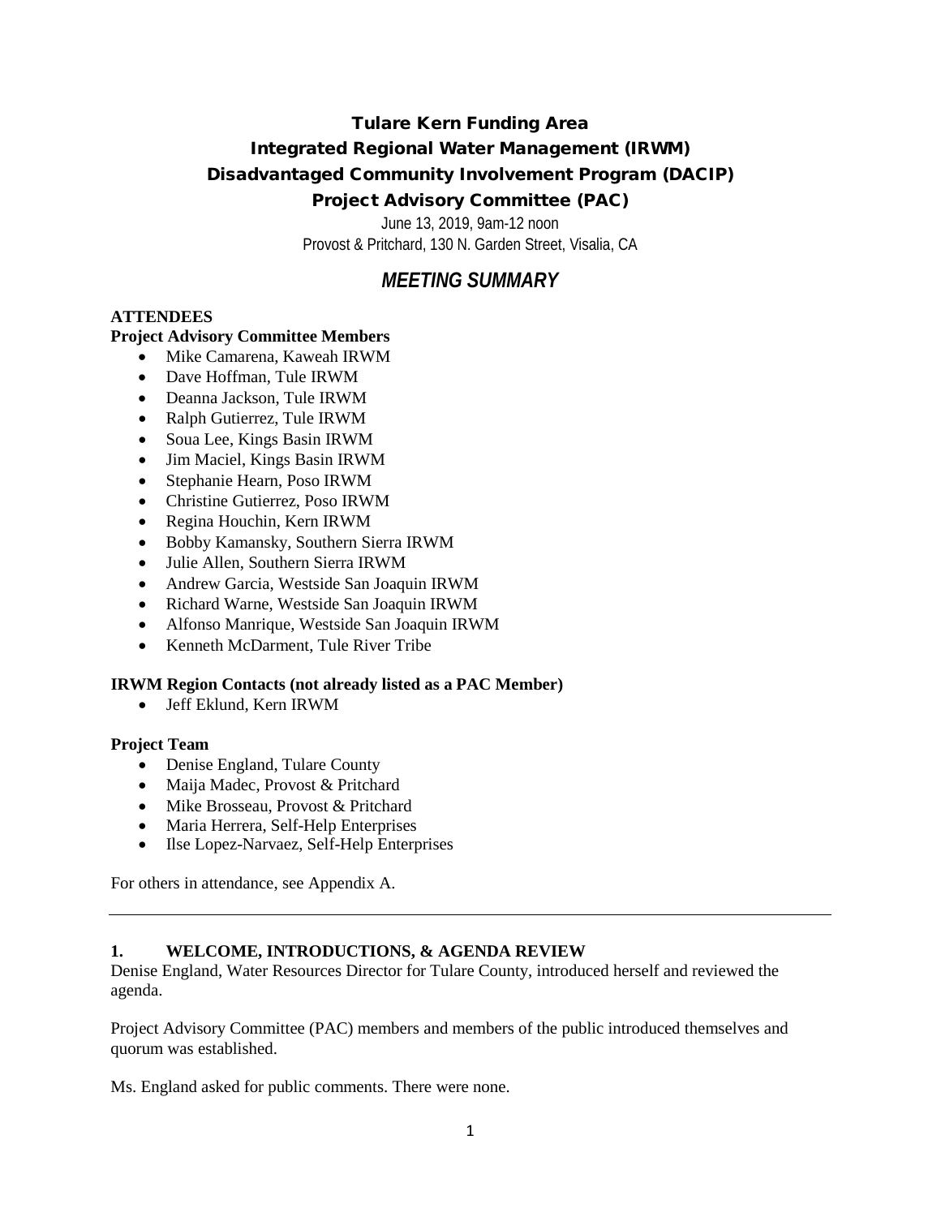# Tulare Kern Funding Area
# Integrated Regional Water Management (IRWM)
# Disadvantaged Community Involvement Program (DACIP)
# Project Advisory Committee (PAC)

June 13, 2019, 9am-12 noon
Provost & Pritchard, 130 N. Garden Street, Visalia, CA

## *MEETING SUMMARY*

**ATTENDEES**

**Project Advisory Committee Members**

- Mike Camarena, Kaweah IRWM
- Dave Hoffman, Tule IRWM
- Deanna Jackson, Tule IRWM
- Ralph Gutierrez, Tule IRWM
- Soua Lee, Kings Basin IRWM
- Jim Maciel, Kings Basin IRWM
- Stephanie Hearn, Poso IRWM
- Christine Gutierrez, Poso IRWM
- Regina Houchin, Kern IRWM
- Bobby Kamansky, Southern Sierra IRWM
- Julie Allen, Southern Sierra IRWM
- Andrew Garcia, Westside San Joaquin IRWM
- Richard Warne, Westside San Joaquin IRWM
- Alfonso Manrique, Westside San Joaquin IRWM
- Kenneth McDarment, Tule River Tribe

**IRWM Region Contacts (not already listed as a PAC Member)**

- Jeff Eklund, Kern IRWM

**Project Team**

- Denise England, Tulare County
- Maija Madec, Provost & Pritchard
- Mike Brosseau, Provost & Pritchard
- Maria Herrera, Self-Help Enterprises
- Ilse Lopez-Narvaez, Self-Help Enterprises

For others in attendance, see Appendix A.

---

**1. WELCOME, INTRODUCTIONS, & AGENDA REVIEW**

Denise England, Water Resources Director for Tulare County, introduced herself and reviewed the agenda.

Project Advisory Committee (PAC) members and members of the public introduced themselves and quorum was established.

Ms. England asked for public comments. There were none.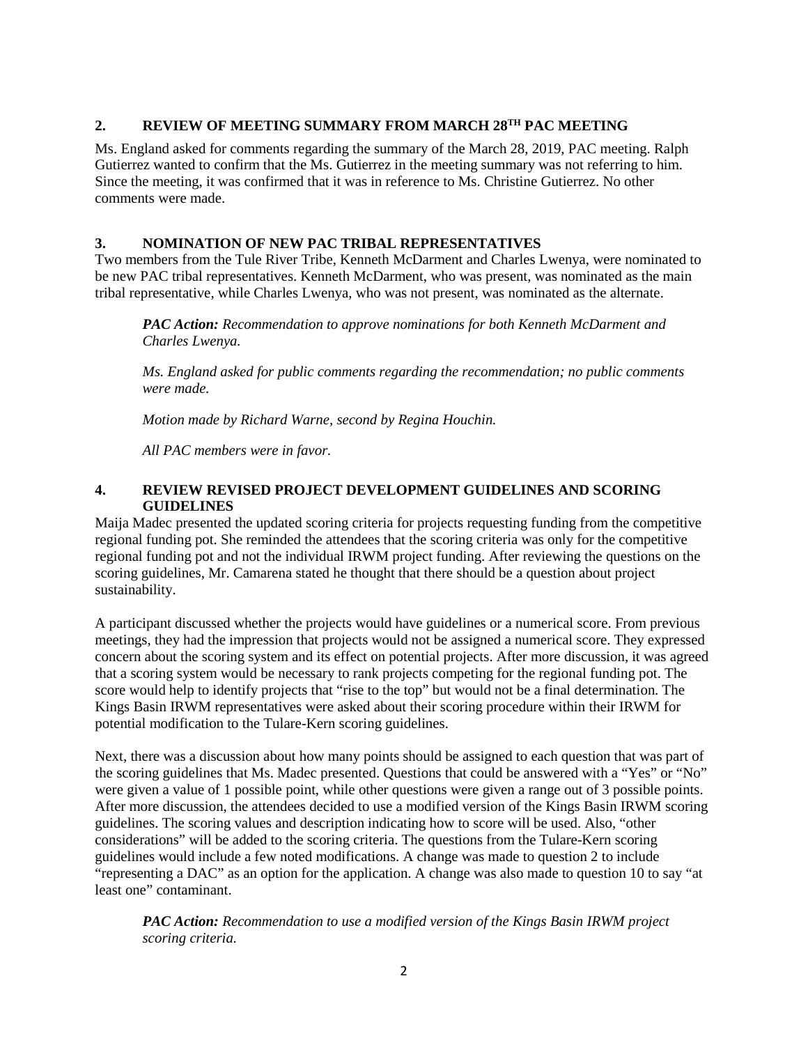## 2. REVIEW OF MEETING SUMMARY FROM MARCH 28TH PAC MEETING

Ms. England asked for comments regarding the summary of the March 28, 2019, PAC meeting. Ralph Gutierrez wanted to confirm that the Ms. Gutierrez in the meeting summary was not referring to him. Since the meeting, it was confirmed that it was in reference to Ms. Christine Gutierrez. No other comments were made.

## 3. NOMINATION OF NEW PAC TRIBAL REPRESENTATIVES

Two members from the Tule River Tribe, Kenneth McDarment and Charles Lwenya, were nominated to be new PAC tribal representatives. Kenneth McDarment, who was present, was nominated as the main tribal representative, while Charles Lwenya, who was not present, was nominated as the alternate.

> ***PAC Action:*** *Recommendation to approve nominations for both Kenneth McDarment and Charles Lwenya.*
>
> *Ms. England asked for public comments regarding the recommendation; no public comments were made.*
>
> *Motion made by Richard Warne, second by Regina Houchin.*
>
> *All PAC members were in favor.*

## 4. REVIEW REVISED PROJECT DEVELOPMENT GUIDELINES AND SCORING GUIDELINES

Maija Madec presented the updated scoring criteria for projects requesting funding from the competitive regional funding pot. She reminded the attendees that the scoring criteria was only for the competitive regional funding pot and not the individual IRWM project funding. After reviewing the questions on the scoring guidelines, Mr. Camarena stated he thought that there should be a question about project sustainability.

A participant discussed whether the projects would have guidelines or a numerical score. From previous meetings, they had the impression that projects would not be assigned a numerical score. They expressed concern about the scoring system and its effect on potential projects. After more discussion, it was agreed that a scoring system would be necessary to rank projects competing for the regional funding pot. The score would help to identify projects that "rise to the top" but would not be a final determination. The Kings Basin IRWM representatives were asked about their scoring procedure within their IRWM for potential modification to the Tulare-Kern scoring guidelines.

Next, there was a discussion about how many points should be assigned to each question that was part of the scoring guidelines that Ms. Madec presented. Questions that could be answered with a "Yes" or "No" were given a value of 1 possible point, while other questions were given a range out of 3 possible points. After more discussion, the attendees decided to use a modified version of the Kings Basin IRWM scoring guidelines. The scoring values and description indicating how to score will be used. Also, "other considerations" will be added to the scoring criteria. The questions from the Tulare-Kern scoring guidelines would include a few noted modifications. A change was made to question 2 to include "representing a DAC" as an option for the application. A change was also made to question 10 to say "at least one" contaminant.

> ***PAC Action:*** *Recommendation to use a modified version of the Kings Basin IRWM project scoring criteria.*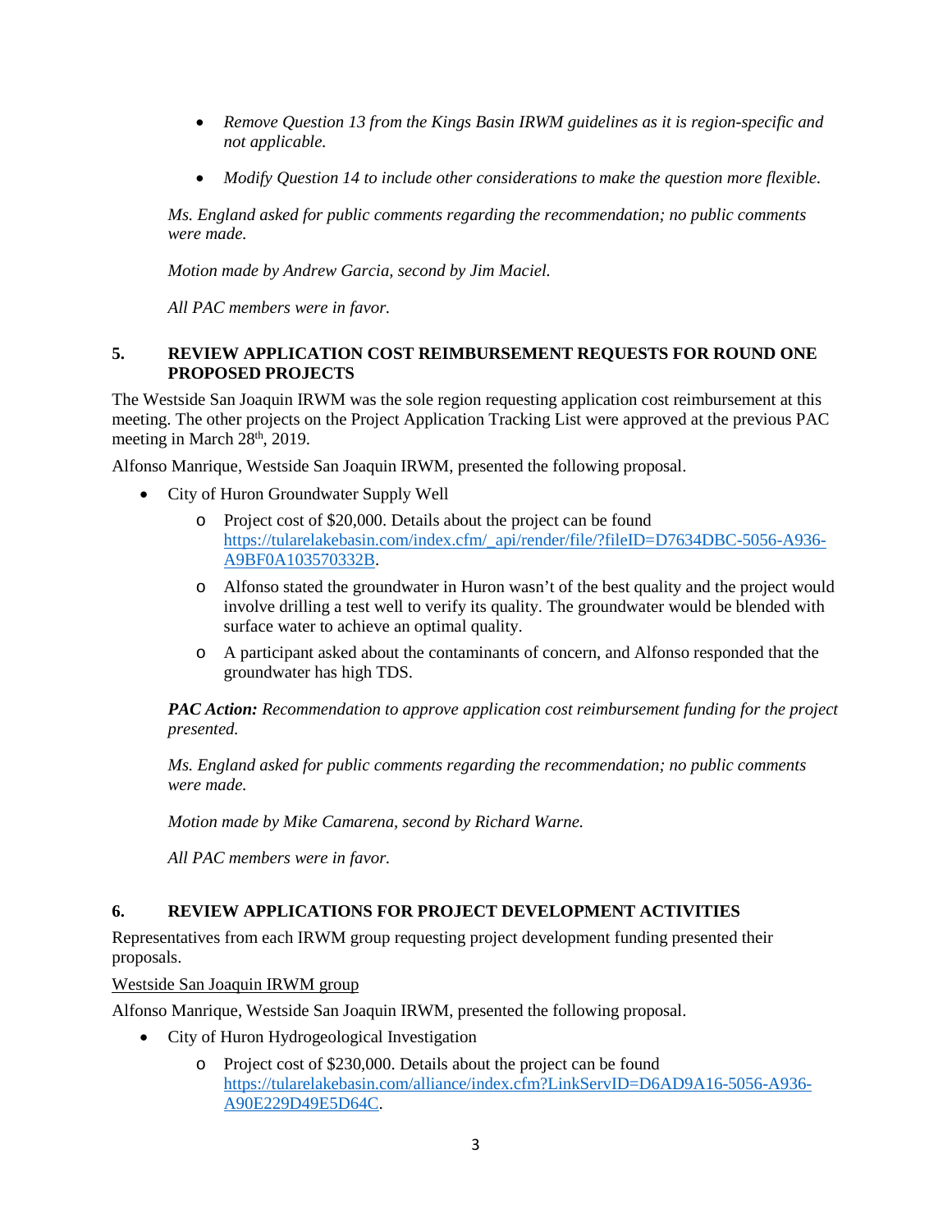- *Remove Question 13 from the Kings Basin IRWM guidelines as it is region-specific and not applicable.*
- *Modify Question 14 to include other considerations to make the question more flexible.*

*Ms. England asked for public comments regarding the recommendation; no public comments were made.*

*Motion made by Andrew Garcia, second by Jim Maciel.*

*All PAC members were in favor.*

## 5. REVIEW APPLICATION COST REIMBURSEMENT REQUESTS FOR ROUND ONE PROPOSED PROJECTS

The Westside San Joaquin IRWM was the sole region requesting application cost reimbursement at this meeting. The other projects on the Project Application Tracking List were approved at the previous PAC meeting in March 28th, 2019.

Alfonso Manrique, Westside San Joaquin IRWM, presented the following proposal.

- City of Huron Groundwater Supply Well
  - Project cost of $20,000. Details about the project can be found https://tularelakebasin.com/index.cfm/_api/render/file/?fileID=D7634DBC-5056-A936-A9BF0A103570332B.
  - Alfonso stated the groundwater in Huron wasn't of the best quality and the project would involve drilling a test well to verify its quality. The groundwater would be blended with surface water to achieve an optimal quality.
  - A participant asked about the contaminants of concern, and Alfonso responded that the groundwater has high TDS.

***PAC Action:*** *Recommendation to approve application cost reimbursement funding for the project presented.*

*Ms. England asked for public comments regarding the recommendation; no public comments were made.*

*Motion made by Mike Camarena, second by Richard Warne.*

*All PAC members were in favor.*

## 6. REVIEW APPLICATIONS FOR PROJECT DEVELOPMENT ACTIVITIES

Representatives from each IRWM group requesting project development funding presented their proposals.

Westside San Joaquin IRWM group

Alfonso Manrique, Westside San Joaquin IRWM, presented the following proposal.

- City of Huron Hydrogeological Investigation
  - Project cost of $230,000. Details about the project can be found https://tularelakebasin.com/alliance/index.cfm?LinkServID=D6AD9A16-5056-A936-A90E229D49E5D64C.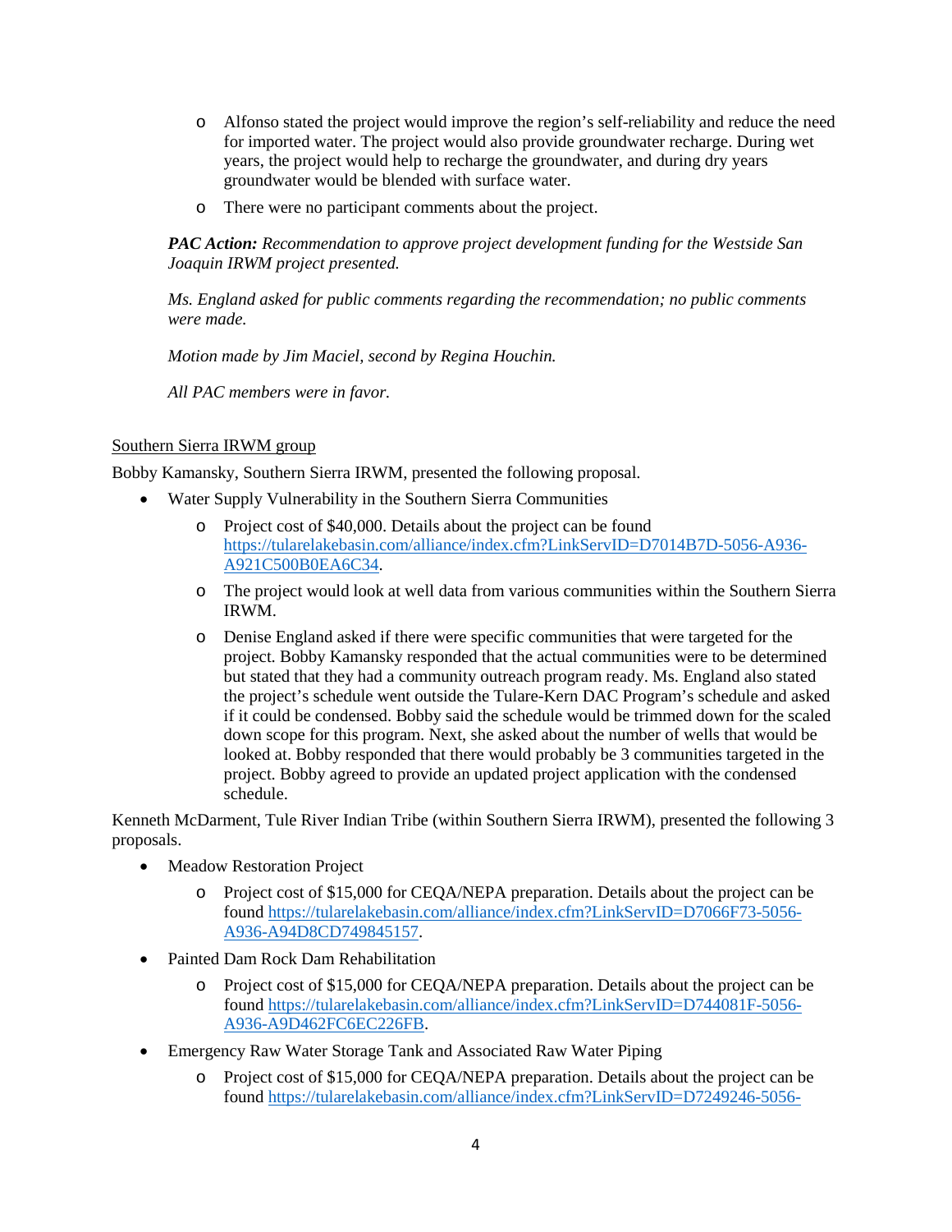- Alfonso stated the project would improve the region's self-reliability and reduce the need for imported water. The project would also provide groundwater recharge. During wet years, the project would help to recharge the groundwater, and during dry years groundwater would be blended with surface water.
  - There were no participant comments about the project.

*PAC Action: Recommendation to approve project development funding for the Westside San Joaquin IRWM project presented.*

*Ms. England asked for public comments regarding the recommendation; no public comments were made.*

*Motion made by Jim Maciel, second by Regina Houchin.*

*All PAC members were in favor.*

Southern Sierra IRWM group

Bobby Kamansky, Southern Sierra IRWM, presented the following proposal.

- Water Supply Vulnerability in the Southern Sierra Communities
  - Project cost of $40,000. Details about the project can be found https://tularelakebasin.com/alliance/index.cfm?LinkServID=D7014B7D-5056-A936-A921C500B0EA6C34.
  - The project would look at well data from various communities within the Southern Sierra IRWM.
  - Denise England asked if there were specific communities that were targeted for the project. Bobby Kamansky responded that the actual communities were to be determined but stated that they had a community outreach program ready. Ms. England also stated the project's schedule went outside the Tulare-Kern DAC Program's schedule and asked if it could be condensed. Bobby said the schedule would be trimmed down for the scaled down scope for this program. Next, she asked about the number of wells that would be looked at. Bobby responded that there would probably be 3 communities targeted in the project. Bobby agreed to provide an updated project application with the condensed schedule.

Kenneth McDarment, Tule River Indian Tribe (within Southern Sierra IRWM), presented the following 3 proposals.

- Meadow Restoration Project
  - Project cost of $15,000 for CEQA/NEPA preparation. Details about the project can be found https://tularelakebasin.com/alliance/index.cfm?LinkServID=D7066F73-5056-A936-A94D8CD749845157.
- Painted Dam Rock Dam Rehabilitation
  - Project cost of $15,000 for CEQA/NEPA preparation. Details about the project can be found https://tularelakebasin.com/alliance/index.cfm?LinkServID=D744081F-5056-A936-A9D462FC6EC226FB.
- Emergency Raw Water Storage Tank and Associated Raw Water Piping
  - Project cost of $15,000 for CEQA/NEPA preparation. Details about the project can be found https://tularelakebasin.com/alliance/index.cfm?LinkServID=D7249246-5056-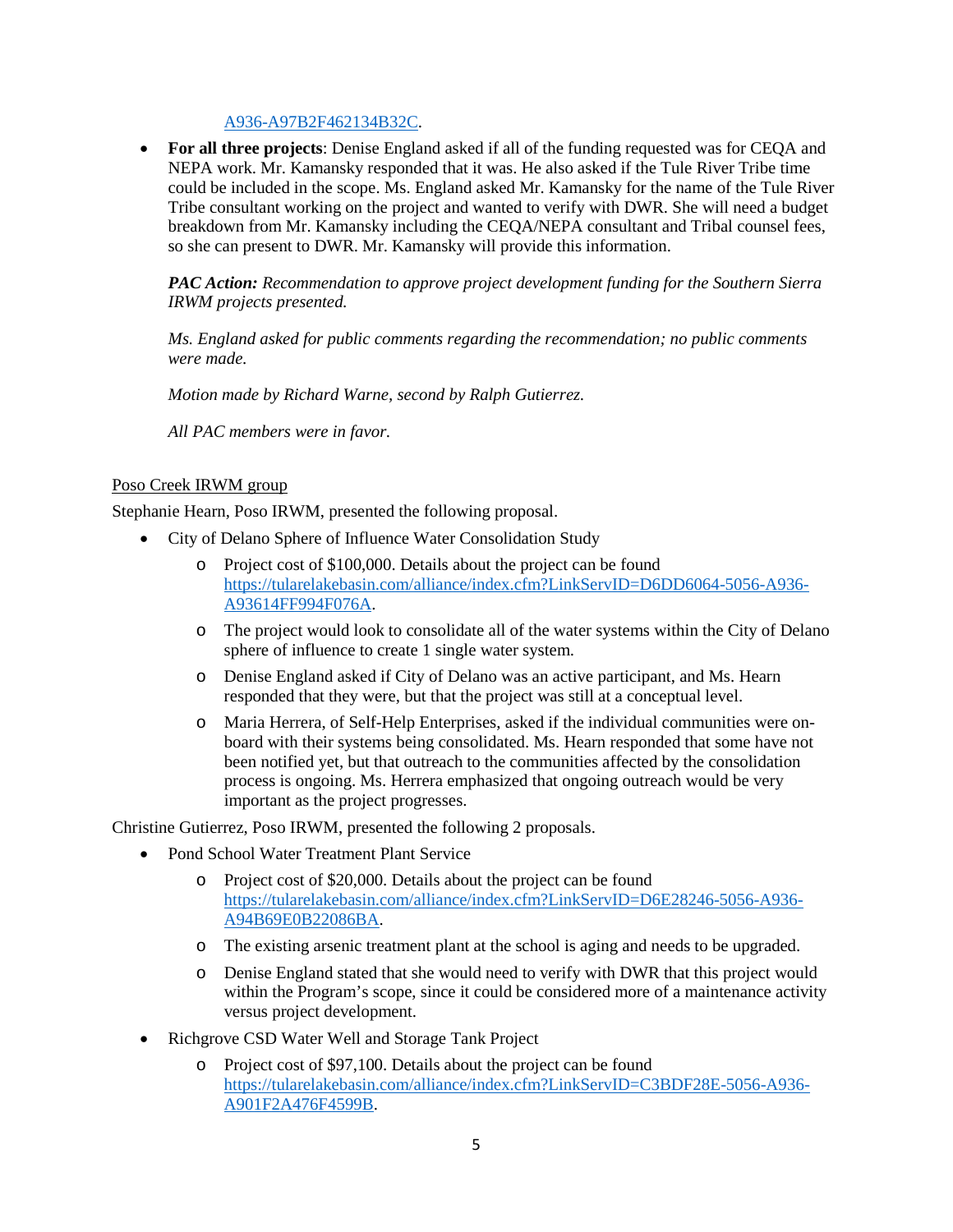A936-A97B2F462134B32C.

- **For all three projects**: Denise England asked if all of the funding requested was for CEQA and NEPA work. Mr. Kamansky responded that it was. He also asked if the Tule River Tribe time could be included in the scope. Ms. England asked Mr. Kamansky for the name of the Tule River Tribe consultant working on the project and wanted to verify with DWR. She will need a budget breakdown from Mr. Kamansky including the CEQA/NEPA consultant and Tribal counsel fees, so she can present to DWR. Mr. Kamansky will provide this information.

  ***PAC Action:*** *Recommendation to approve project development funding for the Southern Sierra IRWM projects presented.*

  *Ms. England asked for public comments regarding the recommendation; no public comments were made.*

  *Motion made by Richard Warne, second by Ralph Gutierrez.*

  *All PAC members were in favor.*

<u>Poso Creek IRWM group</u>

Stephanie Hearn, Poso IRWM, presented the following proposal.

- City of Delano Sphere of Influence Water Consolidation Study
  - Project cost of $100,000. Details about the project can be found https://tularelakebasin.com/alliance/index.cfm?LinkServID=D6DD6064-5056-A936-A93614FF994F076A.
  - The project would look to consolidate all of the water systems within the City of Delano sphere of influence to create 1 single water system.
  - Denise England asked if City of Delano was an active participant, and Ms. Hearn responded that they were, but that the project was still at a conceptual level.
  - Maria Herrera, of Self-Help Enterprises, asked if the individual communities were on-board with their systems being consolidated. Ms. Hearn responded that some have not been notified yet, but that outreach to the communities affected by the consolidation process is ongoing. Ms. Herrera emphasized that ongoing outreach would be very important as the project progresses.

Christine Gutierrez, Poso IRWM, presented the following 2 proposals.

- Pond School Water Treatment Plant Service
  - Project cost of $20,000. Details about the project can be found https://tularelakebasin.com/alliance/index.cfm?LinkServID=D6E28246-5056-A936-A94B69E0B22086BA.
  - The existing arsenic treatment plant at the school is aging and needs to be upgraded.
  - Denise England stated that she would need to verify with DWR that this project would within the Program's scope, since it could be considered more of a maintenance activity versus project development.
- Richgrove CSD Water Well and Storage Tank Project
  - Project cost of $97,100. Details about the project can be found https://tularelakebasin.com/alliance/index.cfm?LinkServID=C3BDF28E-5056-A936-A901F2A476F4599B.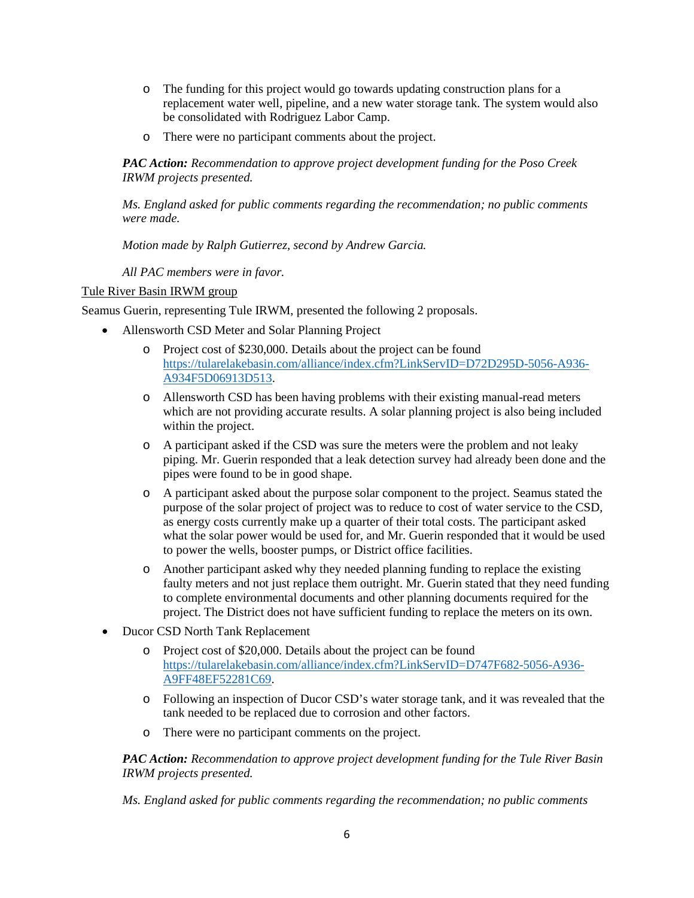- The funding for this project would go towards updating construction plans for a replacement water well, pipeline, and a new water storage tank. The system would also be consolidated with Rodriguez Labor Camp.
  - There were no participant comments about the project.

*PAC Action:* ***Recommendation to approve project development funding for the Poso Creek IRWM projects presented.***

*Ms. England asked for public comments regarding the recommendation; no public comments were made.*

*Motion made by Ralph Gutierrez, second by Andrew Garcia.*

*All PAC members were in favor.*

<u>Tule River Basin IRWM group</u>

Seamus Guerin, representing Tule IRWM, presented the following 2 proposals.

- Allensworth CSD Meter and Solar Planning Project
  - Project cost of $230,000. Details about the project can be found https://tularelakebasin.com/alliance/index.cfm?LinkServID=D72D295D-5056-A936-A934F5D06913D513.
  - Allensworth CSD has been having problems with their existing manual-read meters which are not providing accurate results. A solar planning project is also being included within the project.
  - A participant asked if the CSD was sure the meters were the problem and not leaky piping. Mr. Guerin responded that a leak detection survey had already been done and the pipes were found to be in good shape.
  - A participant asked about the purpose solar component to the project. Seamus stated the purpose of the solar project of project was to reduce to cost of water service to the CSD, as energy costs currently make up a quarter of their total costs. The participant asked what the solar power would be used for, and Mr. Guerin responded that it would be used to power the wells, booster pumps, or District office facilities.
  - Another participant asked why they needed planning funding to replace the existing faulty meters and not just replace them outright. Mr. Guerin stated that they need funding to complete environmental documents and other planning documents required for the project. The District does not have sufficient funding to replace the meters on its own.
- Ducor CSD North Tank Replacement
  - Project cost of $20,000. Details about the project can be found https://tularelakebasin.com/alliance/index.cfm?LinkServID=D747F682-5056-A936-A9FF48EF52281C69.
  - Following an inspection of Ducor CSD's water storage tank, and it was revealed that the tank needed to be replaced due to corrosion and other factors.
  - There were no participant comments on the project.

*PAC Action:* ***Recommendation to approve project development funding for the Tule River Basin IRWM projects presented.***

*Ms. England asked for public comments regarding the recommendation; no public comments*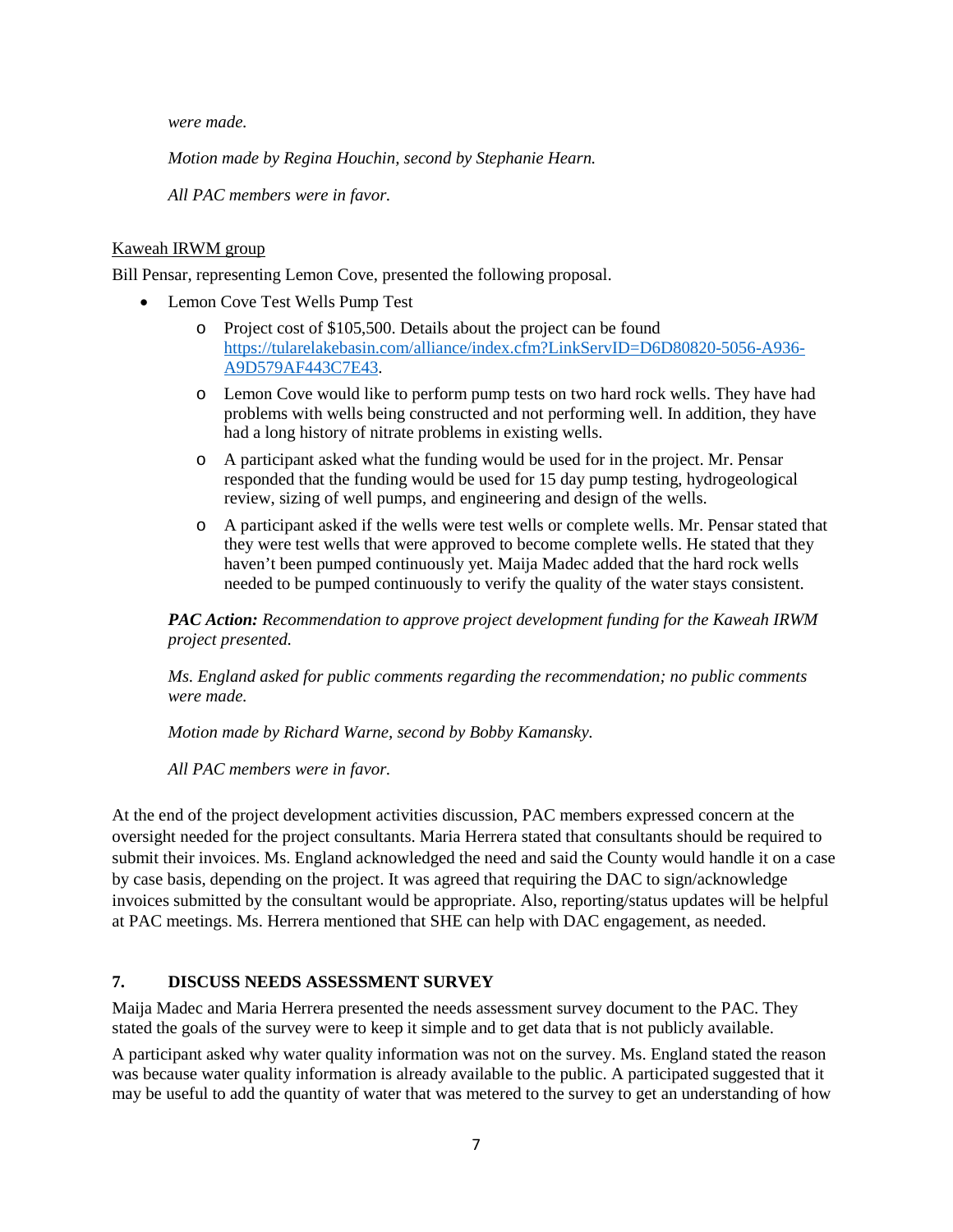*were made.*

*Motion made by Regina Houchin, second by Stephanie Hearn.*

*All PAC members were in favor.*

Kaweah IRWM group

Bill Pensar, representing Lemon Cove, presented the following proposal.

- Lemon Cove Test Wells Pump Test
  - Project cost of $105,500. Details about the project can be found [https://tularelakebasin.com/alliance/index.cfm?LinkServID=D6D80820-5056-A936-A9D579AF443C7E43](https://tularelakebasin.com/alliance/index.cfm?LinkServID=D6D80820-5056-A936-A9D579AF443C7E43).
  - Lemon Cove would like to perform pump tests on two hard rock wells. They have had problems with wells being constructed and not performing well. In addition, they have had a long history of nitrate problems in existing wells.
  - A participant asked what the funding would be used for in the project. Mr. Pensar responded that the funding would be used for 15 day pump testing, hydrogeological review, sizing of well pumps, and engineering and design of the wells.
  - A participant asked if the wells were test wells or complete wells. Mr. Pensar stated that they were test wells that were approved to become complete wells. He stated that they haven't been pumped continuously yet. Maija Madec added that the hard rock wells needed to be pumped continuously to verify the quality of the water stays consistent.

***PAC Action:*** *Recommendation to approve project development funding for the Kaweah IRWM project presented.*

*Ms. England asked for public comments regarding the recommendation; no public comments were made.*

*Motion made by Richard Warne, second by Bobby Kamansky.*

*All PAC members were in favor.*

At the end of the project development activities discussion, PAC members expressed concern at the oversight needed for the project consultants. Maria Herrera stated that consultants should be required to submit their invoices. Ms. England acknowledged the need and said the County would handle it on a case by case basis, depending on the project. It was agreed that requiring the DAC to sign/acknowledge invoices submitted by the consultant would be appropriate. Also, reporting/status updates will be helpful at PAC meetings. Ms. Herrera mentioned that SHE can help with DAC engagement, as needed.

## 7. DISCUSS NEEDS ASSESSMENT SURVEY

Maija Madec and Maria Herrera presented the needs assessment survey document to the PAC. They stated the goals of the survey were to keep it simple and to get data that is not publicly available.

A participant asked why water quality information was not on the survey. Ms. England stated the reason was because water quality information is already available to the public. A participated suggested that it may be useful to add the quantity of water that was metered to the survey to get an understanding of how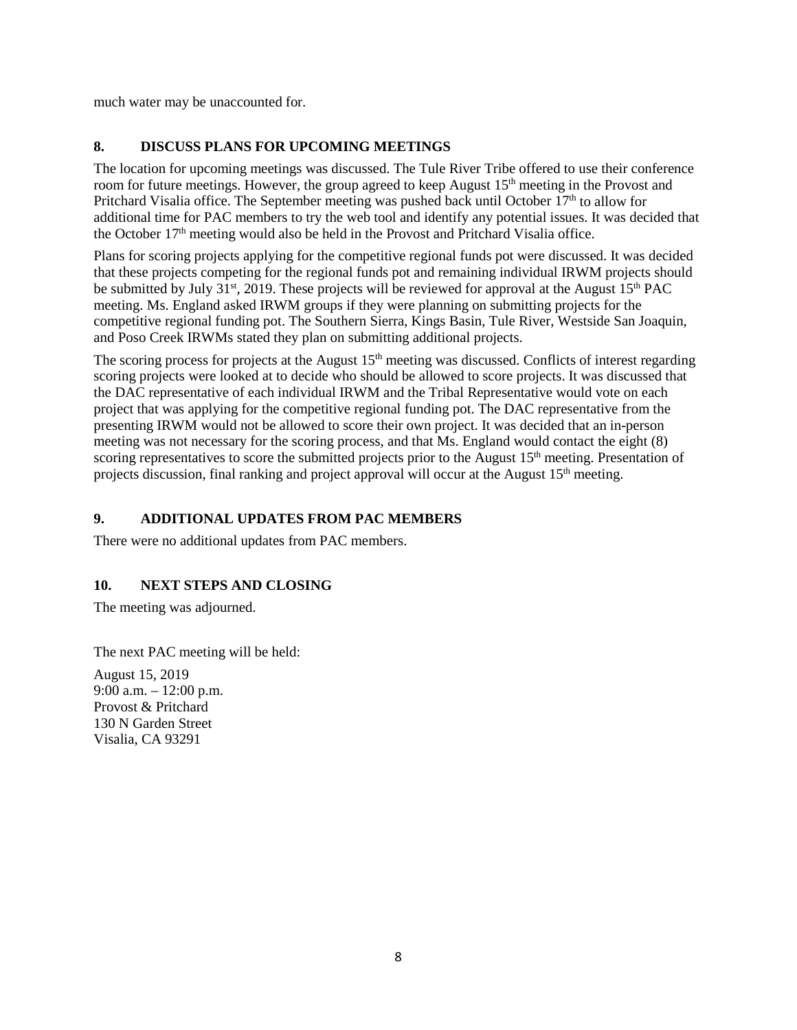much water may be unaccounted for.

## 8. DISCUSS PLANS FOR UPCOMING MEETINGS

The location for upcoming meetings was discussed. The Tule River Tribe offered to use their conference room for future meetings. However, the group agreed to keep August 15th meeting in the Provost and Pritchard Visalia office. The September meeting was pushed back until October 17th to allow for additional time for PAC members to try the web tool and identify any potential issues. It was decided that the October 17th meeting would also be held in the Provost and Pritchard Visalia office.

Plans for scoring projects applying for the competitive regional funds pot were discussed. It was decided that these projects competing for the regional funds pot and remaining individual IRWM projects should be submitted by July 31st, 2019. These projects will be reviewed for approval at the August 15th PAC meeting. Ms. England asked IRWM groups if they were planning on submitting projects for the competitive regional funding pot. The Southern Sierra, Kings Basin, Tule River, Westside San Joaquin, and Poso Creek IRWMs stated they plan on submitting additional projects.

The scoring process for projects at the August 15th meeting was discussed. Conflicts of interest regarding scoring projects were looked at to decide who should be allowed to score projects. It was discussed that the DAC representative of each individual IRWM and the Tribal Representative would vote on each project that was applying for the competitive regional funding pot. The DAC representative from the presenting IRWM would not be allowed to score their own project. It was decided that an in-person meeting was not necessary for the scoring process, and that Ms. England would contact the eight (8) scoring representatives to score the submitted projects prior to the August 15th meeting. Presentation of projects discussion, final ranking and project approval will occur at the August 15th meeting.

## 9. ADDITIONAL UPDATES FROM PAC MEMBERS

There were no additional updates from PAC members.

## 10. NEXT STEPS AND CLOSING

The meeting was adjourned.

The next PAC meeting will be held:

August 15, 2019
9:00 a.m. – 12:00 p.m.
Provost & Pritchard
130 N Garden Street
Visalia, CA 93291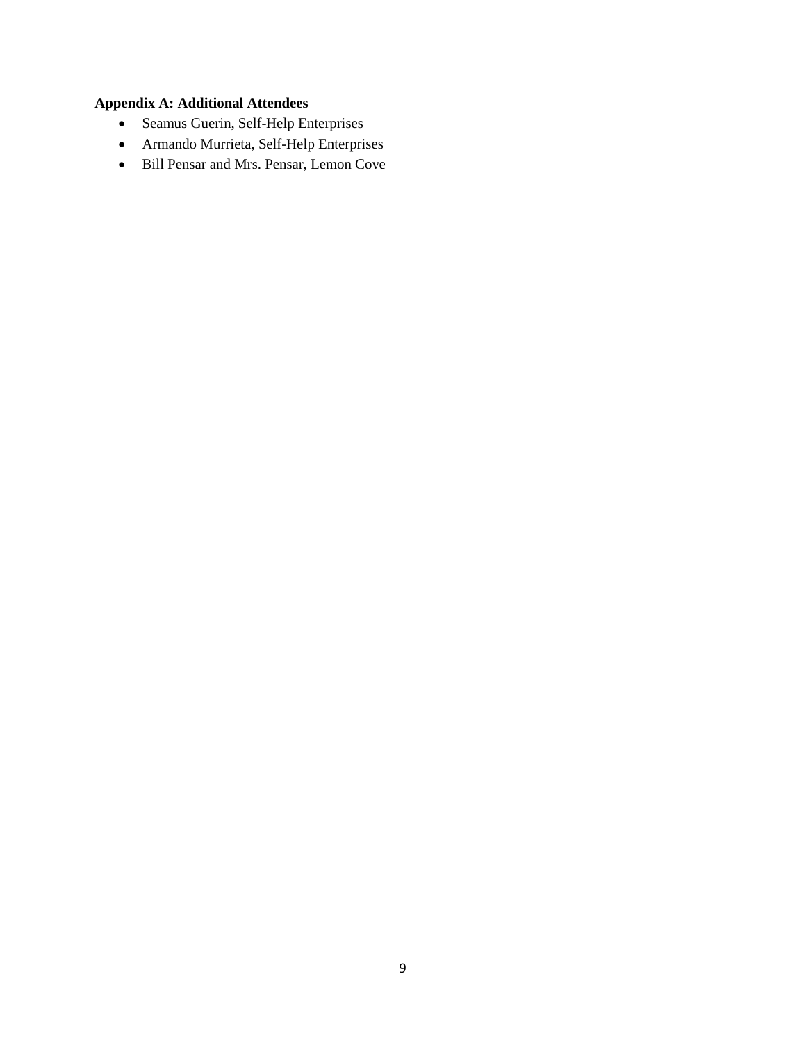**Appendix A: Additional Attendees**

- Seamus Guerin, Self-Help Enterprises
- Armando Murrieta, Self-Help Enterprises
- Bill Pensar and Mrs. Pensar, Lemon Cove